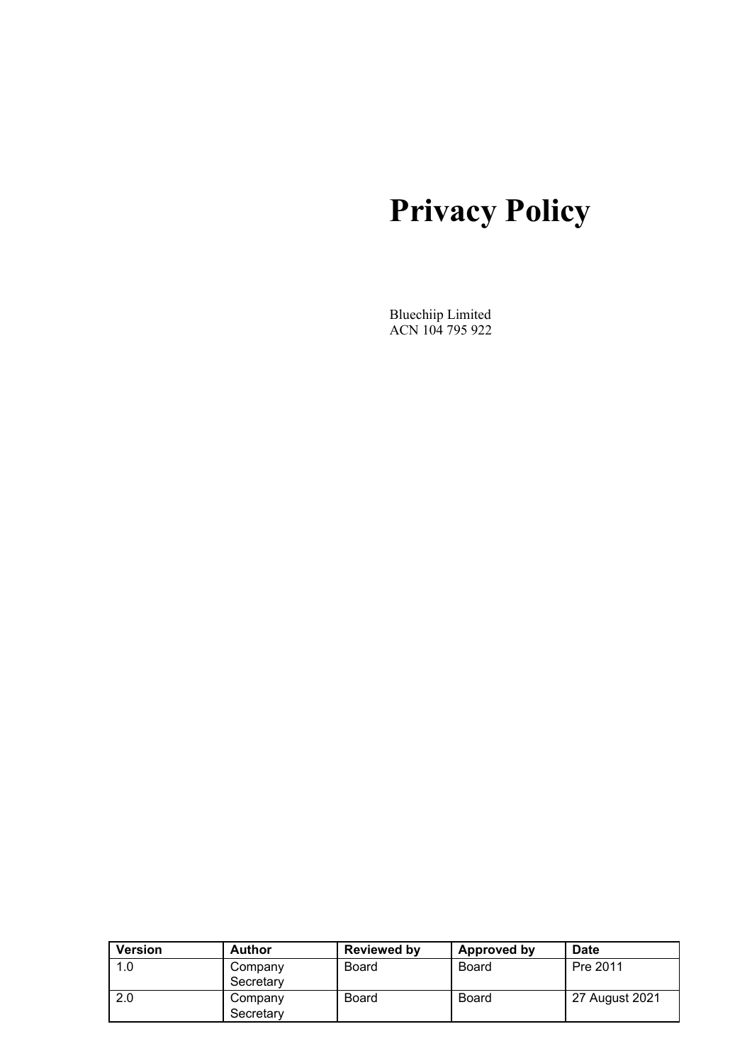# Privacy Policy

Bluechiip Limited
ACN 104 795 922

| Version | Author | Reviewed by | Approved by | Date |
|---|---|---|---|---|
| 1.0 | Company Secretary | Board | Board | Pre 2011 |
| 2.0 | Company Secretary | Board | Board | 27 August 2021 |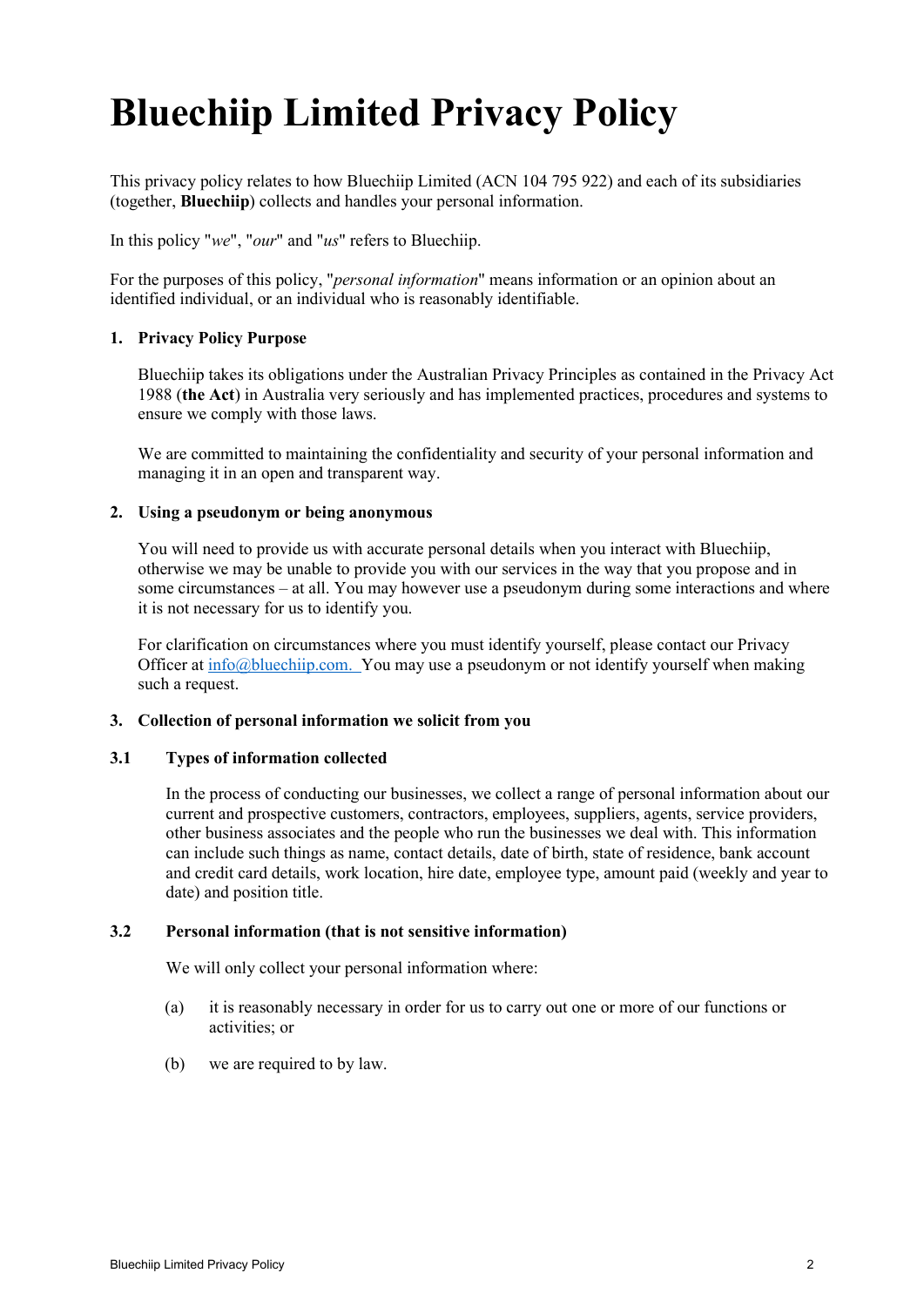# Bluechiip Limited Privacy Policy

This privacy policy relates to how Bluechiip Limited (ACN 104 795 922) and each of its subsidiaries (together, **Bluechiip**) collects and handles your personal information.

In this policy "*we*", "*our*" and "*us*" refers to Bluechiip.

For the purposes of this policy, "*personal information*" means information or an opinion about an identified individual, or an individual who is reasonably identifiable.

**1. Privacy Policy Purpose**

Bluechiip takes its obligations under the Australian Privacy Principles as contained in the Privacy Act 1988 (**the Act**) in Australia very seriously and has implemented practices, procedures and systems to ensure we comply with those laws.

We are committed to maintaining the confidentiality and security of your personal information and managing it in an open and transparent way.

**2. Using a pseudonym or being anonymous**

You will need to provide us with accurate personal details when you interact with Bluechiip, otherwise we may be unable to provide you with our services in the way that you propose and in some circumstances – at all. You may however use a pseudonym during some interactions and where it is not necessary for us to identify you.

For clarification on circumstances where you must identify yourself, please contact our Privacy Officer at info@bluechiip.com. You may use a pseudonym or not identify yourself when making such a request.

**3. Collection of personal information we solicit from you**

**3.1 Types of information collected**

In the process of conducting our businesses, we collect a range of personal information about our current and prospective customers, contractors, employees, suppliers, agents, service providers, other business associates and the people who run the businesses we deal with. This information can include such things as name, contact details, date of birth, state of residence, bank account and credit card details, work location, hire date, employee type, amount paid (weekly and year to date) and position title.

**3.2 Personal information (that is not sensitive information)**

We will only collect your personal information where:

(a) it is reasonably necessary in order for us to carry out one or more of our functions or activities; or

(b) we are required to by law.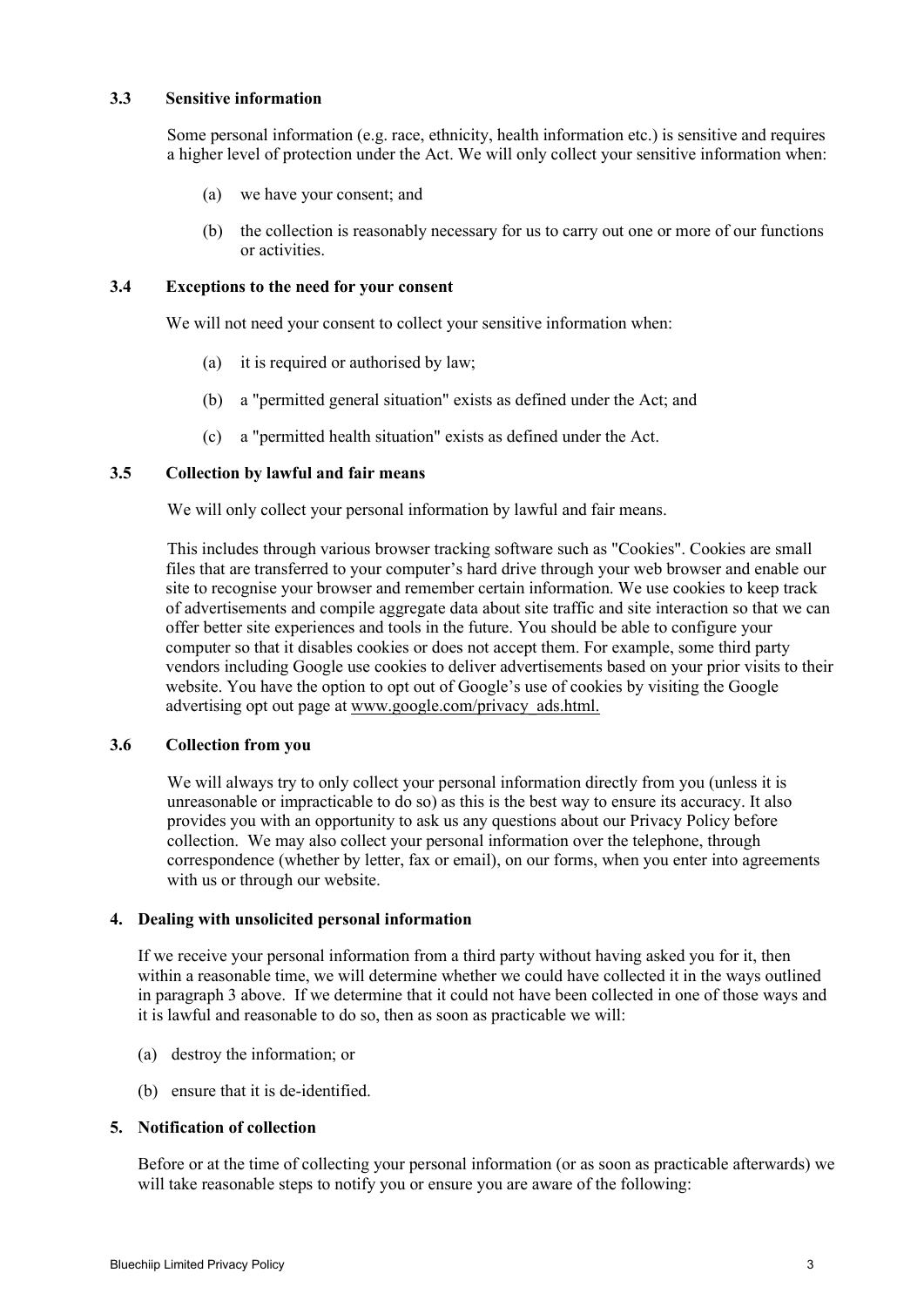### 3.3 Sensitive information

Some personal information (e.g. race, ethnicity, health information etc.) is sensitive and requires a higher level of protection under the Act. We will only collect your sensitive information when:

(a) we have your consent; and

(b) the collection is reasonably necessary for us to carry out one or more of our functions or activities.

### 3.4 Exceptions to the need for your consent

We will not need your consent to collect your sensitive information when:

(a) it is required or authorised by law;

(b) a "permitted general situation" exists as defined under the Act; and

(c) a "permitted health situation" exists as defined under the Act.

### 3.5 Collection by lawful and fair means

We will only collect your personal information by lawful and fair means.

This includes through various browser tracking software such as "Cookies". Cookies are small files that are transferred to your computer's hard drive through your web browser and enable our site to recognise your browser and remember certain information. We use cookies to keep track of advertisements and compile aggregate data about site traffic and site interaction so that we can offer better site experiences and tools in the future. You should be able to configure your computer so that it disables cookies or does not accept them. For example, some third party vendors including Google use cookies to deliver advertisements based on your prior visits to their website. You have the option to opt out of Google's use of cookies by visiting the Google advertising opt out page at www.google.com/privacy_ads.html.

### 3.6 Collection from you

We will always try to only collect your personal information directly from you (unless it is unreasonable or impracticable to do so) as this is the best way to ensure its accuracy. It also provides you with an opportunity to ask us any questions about our Privacy Policy before collection. We may also collect your personal information over the telephone, through correspondence (whether by letter, fax or email), on our forms, when you enter into agreements with us or through our website.

## 4. Dealing with unsolicited personal information

If we receive your personal information from a third party without having asked you for it, then within a reasonable time, we will determine whether we could have collected it in the ways outlined in paragraph 3 above. If we determine that it could not have been collected in one of those ways and it is lawful and reasonable to do so, then as soon as practicable we will:

(a) destroy the information; or

(b) ensure that it is de-identified.

## 5. Notification of collection

Before or at the time of collecting your personal information (or as soon as practicable afterwards) we will take reasonable steps to notify you or ensure you are aware of the following: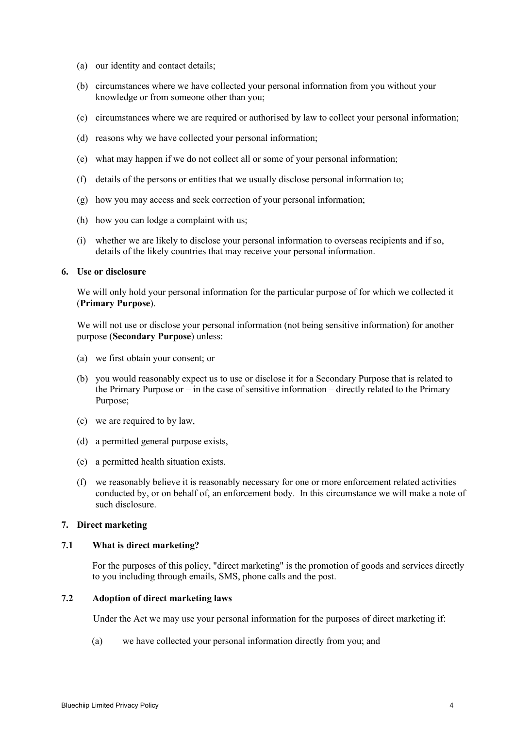(a) our identity and contact details;

(b) circumstances where we have collected your personal information from you without your knowledge or from someone other than you;

(c) circumstances where we are required or authorised by law to collect your personal information;

(d) reasons why we have collected your personal information;

(e) what may happen if we do not collect all or some of your personal information;

(f) details of the persons or entities that we usually disclose personal information to;

(g) how you may access and seek correction of your personal information;

(h) how you can lodge a complaint with us;

(i) whether we are likely to disclose your personal information to overseas recipients and if so, details of the likely countries that may receive your personal information.

## 6. Use or disclosure

We will only hold your personal information for the particular purpose of for which we collected it (**Primary Purpose**).

We will not use or disclose your personal information (not being sensitive information) for another purpose (**Secondary Purpose**) unless:

(a) we first obtain your consent; or

(b) you would reasonably expect us to use or disclose it for a Secondary Purpose that is related to the Primary Purpose or – in the case of sensitive information – directly related to the Primary Purpose;

(c) we are required to by law,

(d) a permitted general purpose exists,

(e) a permitted health situation exists.

(f) we reasonably believe it is reasonably necessary for one or more enforcement related activities conducted by, or on behalf of, an enforcement body. In this circumstance we will make a note of such disclosure.

## 7. Direct marketing

### 7.1 What is direct marketing?

For the purposes of this policy, "direct marketing" is the promotion of goods and services directly to you including through emails, SMS, phone calls and the post.

### 7.2 Adoption of direct marketing laws

Under the Act we may use your personal information for the purposes of direct marketing if:

(a) we have collected your personal information directly from you; and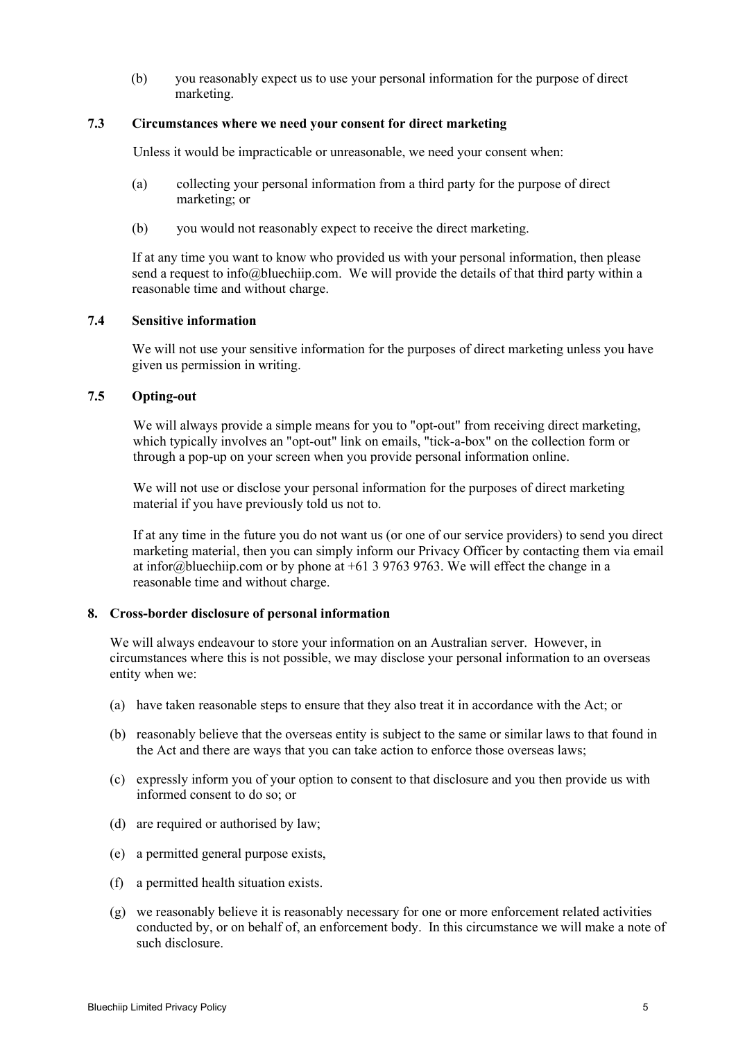(b) you reasonably expect us to use your personal information for the purpose of direct marketing.

### 7.3 Circumstances where we need your consent for direct marketing

Unless it would be impracticable or unreasonable, we need your consent when:

(a) collecting your personal information from a third party for the purpose of direct marketing; or

(b) you would not reasonably expect to receive the direct marketing.

If at any time you want to know who provided us with your personal information, then please send a request to info@bluechiip.com. We will provide the details of that third party within a reasonable time and without charge.

### 7.4 Sensitive information

We will not use your sensitive information for the purposes of direct marketing unless you have given us permission in writing.

### 7.5 Opting-out

We will always provide a simple means for you to "opt-out" from receiving direct marketing, which typically involves an "opt-out" link on emails, "tick-a-box" on the collection form or through a pop-up on your screen when you provide personal information online.

We will not use or disclose your personal information for the purposes of direct marketing material if you have previously told us not to.

If at any time in the future you do not want us (or one of our service providers) to send you direct marketing material, then you can simply inform our Privacy Officer by contacting them via email at infor@bluechiip.com or by phone at +61 3 9763 9763. We will effect the change in a reasonable time and without charge.

## 8. Cross-border disclosure of personal information

We will always endeavour to store your information on an Australian server. However, in circumstances where this is not possible, we may disclose your personal information to an overseas entity when we:

(a) have taken reasonable steps to ensure that they also treat it in accordance with the Act; or

(b) reasonably believe that the overseas entity is subject to the same or similar laws to that found in the Act and there are ways that you can take action to enforce those overseas laws;

(c) expressly inform you of your option to consent to that disclosure and you then provide us with informed consent to do so; or

(d) are required or authorised by law;

(e) a permitted general purpose exists,

(f) a permitted health situation exists.

(g) we reasonably believe it is reasonably necessary for one or more enforcement related activities conducted by, or on behalf of, an enforcement body. In this circumstance we will make a note of such disclosure.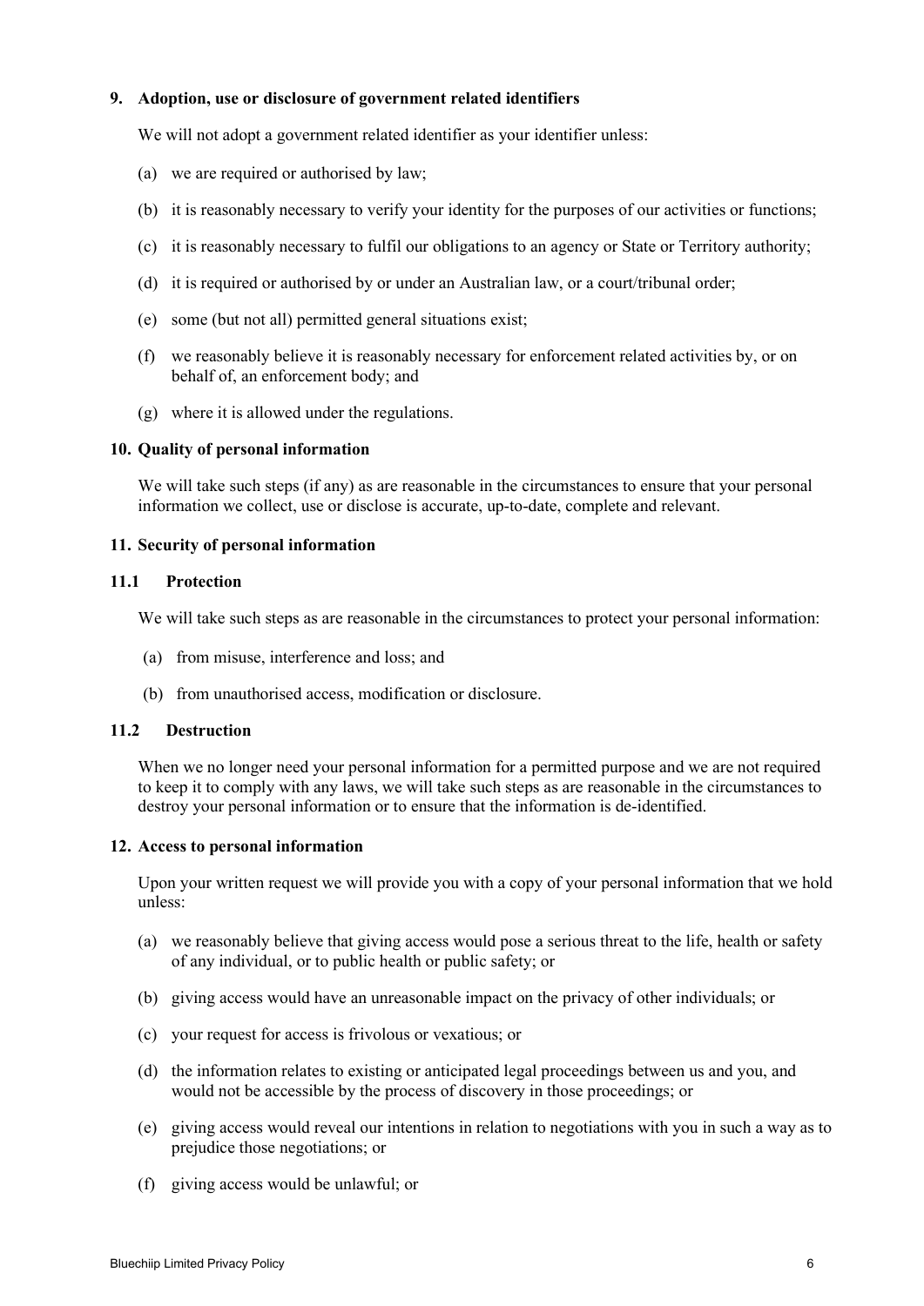## 9. Adoption, use or disclosure of government related identifiers

We will not adopt a government related identifier as your identifier unless:

(a) we are required or authorised by law;

(b) it is reasonably necessary to verify your identity for the purposes of our activities or functions;

(c) it is reasonably necessary to fulfil our obligations to an agency or State or Territory authority;

(d) it is required or authorised by or under an Australian law, or a court/tribunal order;

(e) some (but not all) permitted general situations exist;

(f) we reasonably believe it is reasonably necessary for enforcement related activities by, or on behalf of, an enforcement body; and

(g) where it is allowed under the regulations.

## 10. Quality of personal information

We will take such steps (if any) as are reasonable in the circumstances to ensure that your personal information we collect, use or disclose is accurate, up-to-date, complete and relevant.

## 11. Security of personal information

### 11.1 Protection

We will take such steps as are reasonable in the circumstances to protect your personal information:

(a) from misuse, interference and loss; and

(b) from unauthorised access, modification or disclosure.

### 11.2 Destruction

When we no longer need your personal information for a permitted purpose and we are not required to keep it to comply with any laws, we will take such steps as are reasonable in the circumstances to destroy your personal information or to ensure that the information is de-identified.

## 12. Access to personal information

Upon your written request we will provide you with a copy of your personal information that we hold unless:

(a) we reasonably believe that giving access would pose a serious threat to the life, health or safety of any individual, or to public health or public safety; or

(b) giving access would have an unreasonable impact on the privacy of other individuals; or

(c) your request for access is frivolous or vexatious; or

(d) the information relates to existing or anticipated legal proceedings between us and you, and would not be accessible by the process of discovery in those proceedings; or

(e) giving access would reveal our intentions in relation to negotiations with you in such a way as to prejudice those negotiations; or

(f) giving access would be unlawful; or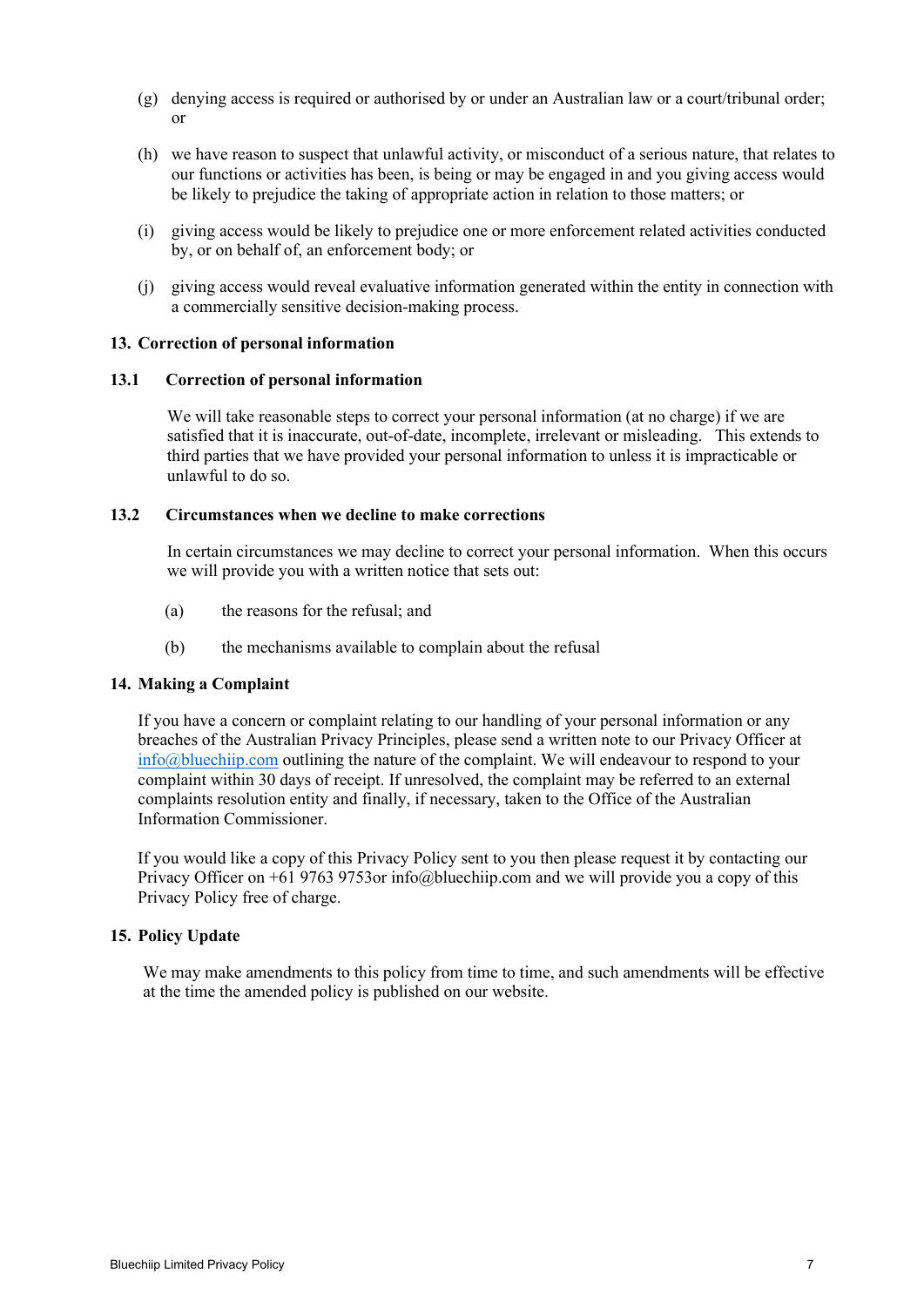(g) denying access is required or authorised by or under an Australian law or a court/tribunal order; or

(h) we have reason to suspect that unlawful activity, or misconduct of a serious nature, that relates to our functions or activities has been, is being or may be engaged in and you giving access would be likely to prejudice the taking of appropriate action in relation to those matters; or

(i) giving access would be likely to prejudice one or more enforcement related activities conducted by, or on behalf of, an enforcement body; or

(j) giving access would reveal evaluative information generated within the entity in connection with a commercially sensitive decision-making process.

## 13. Correction of personal information

### 13.1 Correction of personal information

We will take reasonable steps to correct your personal information (at no charge) if we are satisfied that it is inaccurate, out-of-date, incomplete, irrelevant or misleading. This extends to third parties that we have provided your personal information to unless it is impracticable or unlawful to do so.

### 13.2 Circumstances when we decline to make corrections

In certain circumstances we may decline to correct your personal information. When this occurs we will provide you with a written notice that sets out:

(a) the reasons for the refusal; and

(b) the mechanisms available to complain about the refusal

## 14. Making a Complaint

If you have a concern or complaint relating to our handling of your personal information or any breaches of the Australian Privacy Principles, please send a written note to our Privacy Officer at info@bluechiip.com outlining the nature of the complaint. We will endeavour to respond to your complaint within 30 days of receipt. If unresolved, the complaint may be referred to an external complaints resolution entity and finally, if necessary, taken to the Office of the Australian Information Commissioner.

If you would like a copy of this Privacy Policy sent to you then please request it by contacting our Privacy Officer on +61 9763 9753or info@bluechiip.com and we will provide you a copy of this Privacy Policy free of charge.

## 15. Policy Update

We may make amendments to this policy from time to time, and such amendments will be effective at the time the amended policy is published on our website.